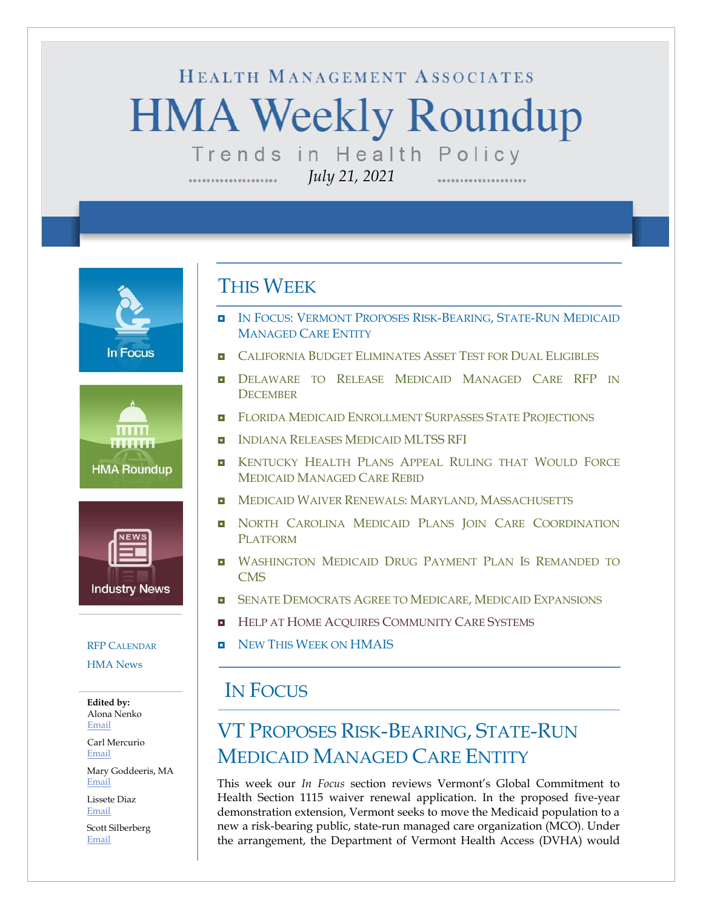HEALTH MANAGEMENT ASSOCIATES

# HMA Weekly Roundup

Trends in Health Policy

*July 21, 2021*

In Focus

HMA Roundup

Industry News

RFP CALENDAR

HMA News

**Edited by:**
Alona Nenko
Email

Carl Mercurio
Email

Mary Goddeeris, MA
Email

Lissete Diaz
Email

Scott Silberberg
Email

## THIS WEEK

- IN FOCUS: VERMONT PROPOSES RISK-BEARING, STATE-RUN MEDICAID MANAGED CARE ENTITY
- CALIFORNIA BUDGET ELIMINATES ASSET TEST FOR DUAL ELIGIBLES
- DELAWARE TO RELEASE MEDICAID MANAGED CARE RFP IN DECEMBER
- FLORIDA MEDICAID ENROLLMENT SURPASSES STATE PROJECTIONS
- INDIANA RELEASES MEDICAID MLTSS RFI
- KENTUCKY HEALTH PLANS APPEAL RULING THAT WOULD FORCE MEDICAID MANAGED CARE REBID
- MEDICAID WAIVER RENEWALS: MARYLAND, MASSACHUSETTS
- NORTH CAROLINA MEDICAID PLANS JOIN CARE COORDINATION PLATFORM
- WASHINGTON MEDICAID DRUG PAYMENT PLAN IS REMANDED TO CMS
- SENATE DEMOCRATS AGREE TO MEDICARE, MEDICAID EXPANSIONS
- HELP AT HOME ACQUIRES COMMUNITY CARE SYSTEMS
- NEW THIS WEEK ON HMAIS

## IN FOCUS

## VT PROPOSES RISK-BEARING, STATE-RUN MEDICAID MANAGED CARE ENTITY

This week our *In Focus* section reviews Vermont's Global Commitment to Health Section 1115 waiver renewal application. In the proposed five-year demonstration extension, Vermont seeks to move the Medicaid population to a new a risk-bearing public, state-run managed care organization (MCO). Under the arrangement, the Department of Vermont Health Access (DVHA) would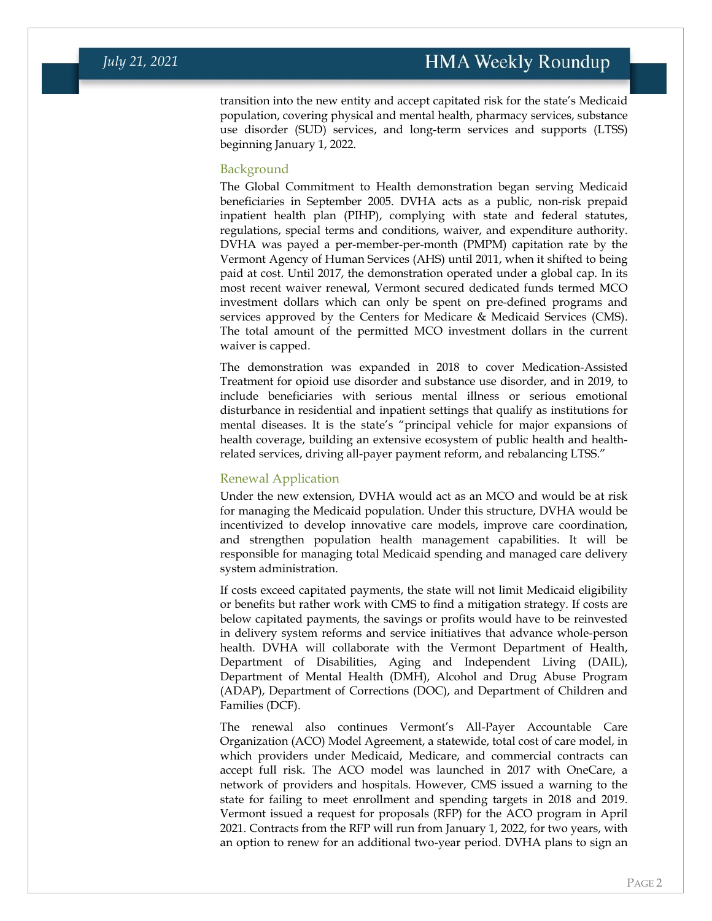transition into the new entity and accept capitated risk for the state's Medicaid population, covering physical and mental health, pharmacy services, substance use disorder (SUD) services, and long-term services and supports (LTSS) beginning January 1, 2022.

### Background

The Global Commitment to Health demonstration began serving Medicaid beneficiaries in September 2005. DVHA acts as a public, non-risk prepaid inpatient health plan (PIHP), complying with state and federal statutes, regulations, special terms and conditions, waiver, and expenditure authority. DVHA was payed a per-member-per-month (PMPM) capitation rate by the Vermont Agency of Human Services (AHS) until 2011, when it shifted to being paid at cost. Until 2017, the demonstration operated under a global cap. In its most recent waiver renewal, Vermont secured dedicated funds termed MCO investment dollars which can only be spent on pre-defined programs and services approved by the Centers for Medicare & Medicaid Services (CMS). The total amount of the permitted MCO investment dollars in the current waiver is capped.

The demonstration was expanded in 2018 to cover Medication-Assisted Treatment for opioid use disorder and substance use disorder, and in 2019, to include beneficiaries with serious mental illness or serious emotional disturbance in residential and inpatient settings that qualify as institutions for mental diseases. It is the state's "principal vehicle for major expansions of health coverage, building an extensive ecosystem of public health and health-related services, driving all-payer payment reform, and rebalancing LTSS."

### Renewal Application

Under the new extension, DVHA would act as an MCO and would be at risk for managing the Medicaid population. Under this structure, DVHA would be incentivized to develop innovative care models, improve care coordination, and strengthen population health management capabilities. It will be responsible for managing total Medicaid spending and managed care delivery system administration.

If costs exceed capitated payments, the state will not limit Medicaid eligibility or benefits but rather work with CMS to find a mitigation strategy. If costs are below capitated payments, the savings or profits would have to be reinvested in delivery system reforms and service initiatives that advance whole-person health. DVHA will collaborate with the Vermont Department of Health, Department of Disabilities, Aging and Independent Living (DAIL), Department of Mental Health (DMH), Alcohol and Drug Abuse Program (ADAP), Department of Corrections (DOC), and Department of Children and Families (DCF).

The renewal also continues Vermont's All-Payer Accountable Care Organization (ACO) Model Agreement, a statewide, total cost of care model, in which providers under Medicaid, Medicare, and commercial contracts can accept full risk. The ACO model was launched in 2017 with OneCare, a network of providers and hospitals. However, CMS issued a warning to the state for failing to meet enrollment and spending targets in 2018 and 2019. Vermont issued a request for proposals (RFP) for the ACO program in April 2021. Contracts from the RFP will run from January 1, 2022, for two years, with an option to renew for an additional two-year period. DVHA plans to sign an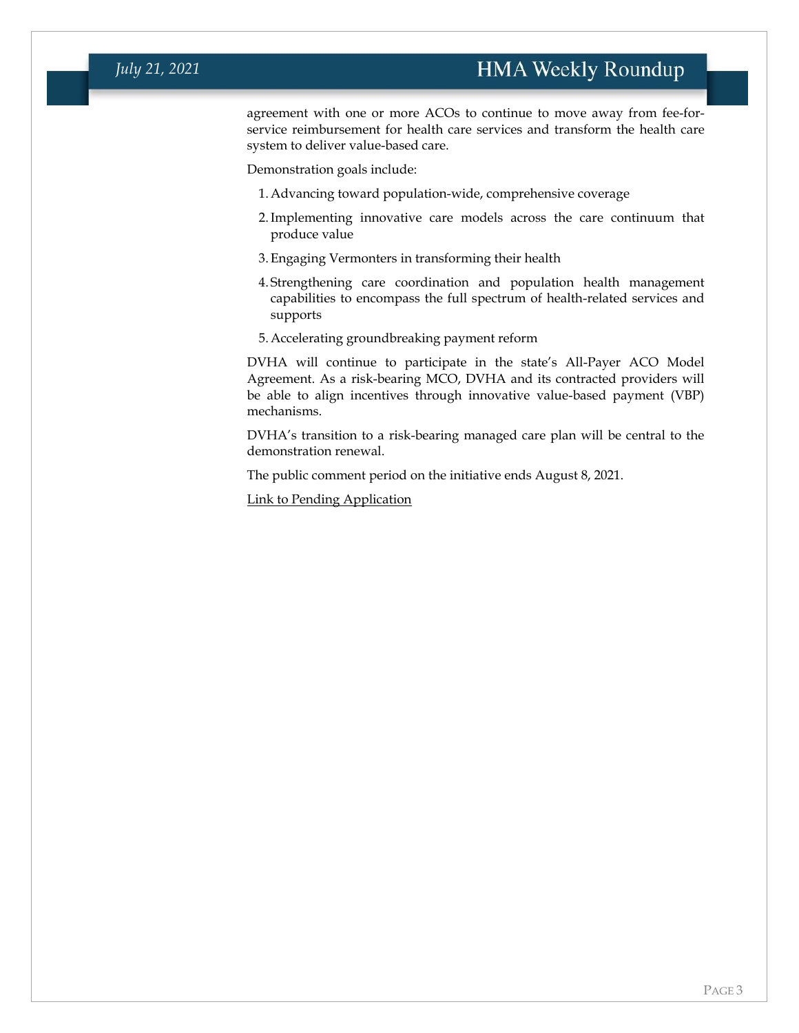agreement with one or more ACOs to continue to move away from fee-for-service reimbursement for health care services and transform the health care system to deliver value-based care.

Demonstration goals include:

1. Advancing toward population-wide, comprehensive coverage
2. Implementing innovative care models across the care continuum that produce value
3. Engaging Vermonters in transforming their health
4. Strengthening care coordination and population health management capabilities to encompass the full spectrum of health-related services and supports
5. Accelerating groundbreaking payment reform

DVHA will continue to participate in the state's All-Payer ACO Model Agreement. As a risk-bearing MCO, DVHA and its contracted providers will be able to align incentives through innovative value-based payment (VBP) mechanisms.

DVHA's transition to a risk-bearing managed care plan will be central to the demonstration renewal.

The public comment period on the initiative ends August 8, 2021.

Link to Pending Application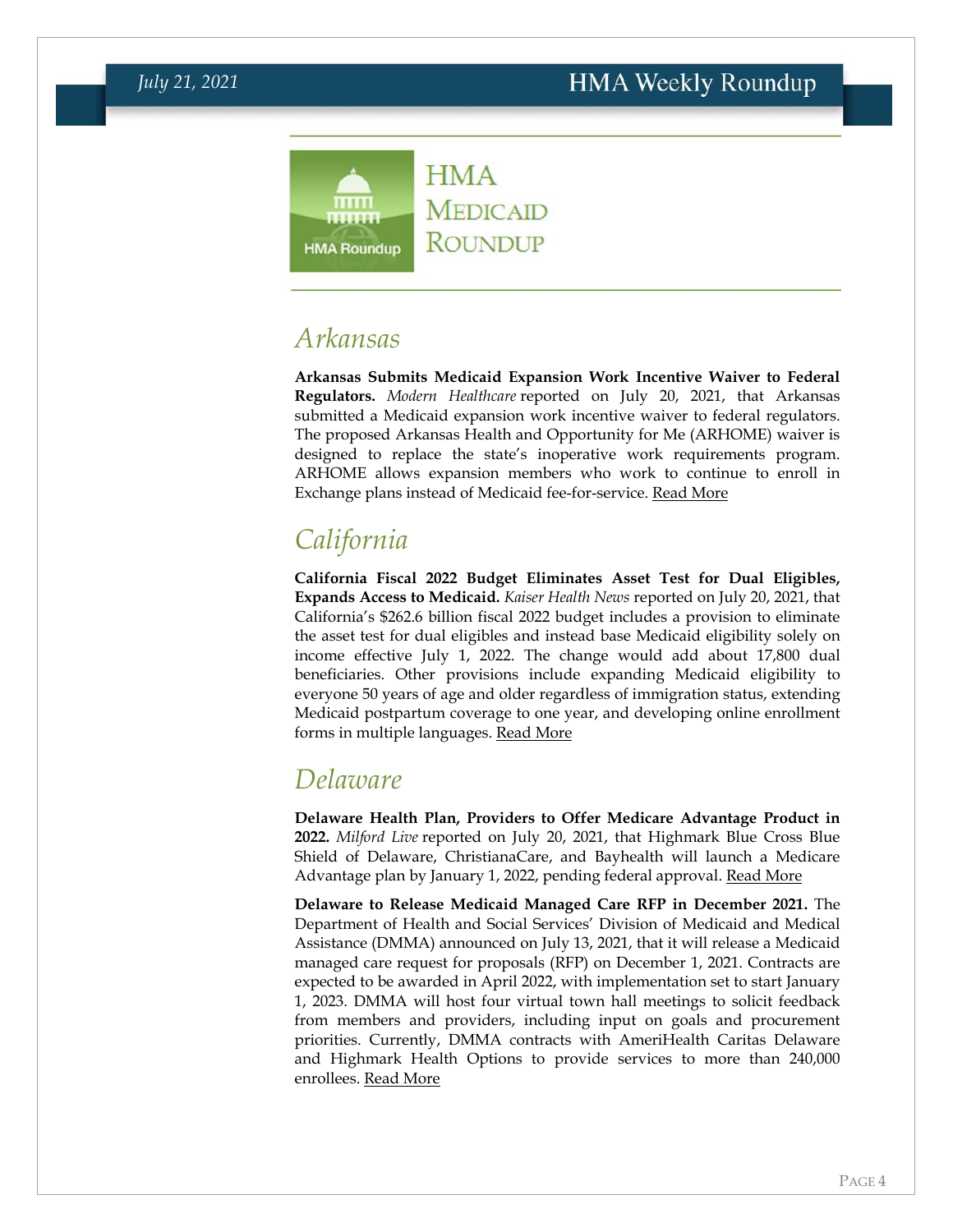# HMA Medicaid Roundup

## Arkansas

**Arkansas Submits Medicaid Expansion Work Incentive Waiver to Federal Regulators.** *Modern Healthcare* reported on July 20, 2021, that Arkansas submitted a Medicaid expansion work incentive waiver to federal regulators. The proposed Arkansas Health and Opportunity for Me (ARHOME) waiver is designed to replace the state's inoperative work requirements program. ARHOME allows expansion members who work to continue to enroll in Exchange plans instead of Medicaid fee-for-service. Read More

## California

**California Fiscal 2022 Budget Eliminates Asset Test for Dual Eligibles, Expands Access to Medicaid.** *Kaiser Health News* reported on July 20, 2021, that California's $262.6 billion fiscal 2022 budget includes a provision to eliminate the asset test for dual eligibles and instead base Medicaid eligibility solely on income effective July 1, 2022. The change would add about 17,800 dual beneficiaries. Other provisions include expanding Medicaid eligibility to everyone 50 years of age and older regardless of immigration status, extending Medicaid postpartum coverage to one year, and developing online enrollment forms in multiple languages. Read More

## Delaware

**Delaware Health Plan, Providers to Offer Medicare Advantage Product in 2022.** *Milford Live* reported on July 20, 2021, that Highmark Blue Cross Blue Shield of Delaware, ChristianaCare, and Bayhealth will launch a Medicare Advantage plan by January 1, 2022, pending federal approval. Read More

**Delaware to Release Medicaid Managed Care RFP in December 2021.** The Department of Health and Social Services' Division of Medicaid and Medical Assistance (DMMA) announced on July 13, 2021, that it will release a Medicaid managed care request for proposals (RFP) on December 1, 2021. Contracts are expected to be awarded in April 2022, with implementation set to start January 1, 2023. DMMA will host four virtual town hall meetings to solicit feedback from members and providers, including input on goals and procurement priorities. Currently, DMMA contracts with AmeriHealth Caritas Delaware and Highmark Health Options to provide services to more than 240,000 enrollees. Read More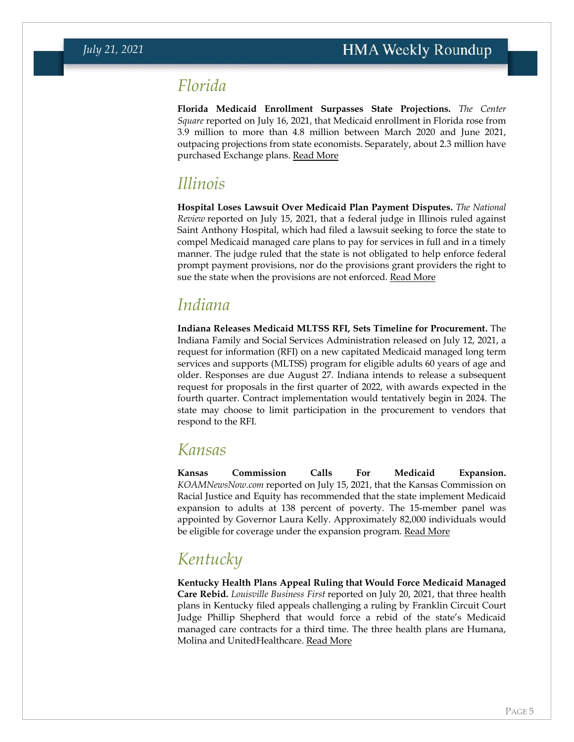## Florida

**Florida Medicaid Enrollment Surpasses State Projections.** *The Center Square* reported on July 16, 2021, that Medicaid enrollment in Florida rose from 3.9 million to more than 4.8 million between March 2020 and June 2021, outpacing projections from state economists. Separately, about 2.3 million have purchased Exchange plans. Read More

## Illinois

**Hospital Loses Lawsuit Over Medicaid Plan Payment Disputes.** *The National Review* reported on July 15, 2021, that a federal judge in Illinois ruled against Saint Anthony Hospital, which had filed a lawsuit seeking to force the state to compel Medicaid managed care plans to pay for services in full and in a timely manner. The judge ruled that the state is not obligated to help enforce federal prompt payment provisions, nor do the provisions grant providers the right to sue the state when the provisions are not enforced. Read More

## Indiana

**Indiana Releases Medicaid MLTSS RFI, Sets Timeline for Procurement.** The Indiana Family and Social Services Administration released on July 12, 2021, a request for information (RFI) on a new capitated Medicaid managed long term services and supports (MLTSS) program for eligible adults 60 years of age and older. Responses are due August 27. Indiana intends to release a subsequent request for proposals in the first quarter of 2022, with awards expected in the fourth quarter. Contract implementation would tentatively begin in 2024. The state may choose to limit participation in the procurement to vendors that respond to the RFI.

## Kansas

**Kansas Commission Calls For Medicaid Expansion.** *KOAMNewsNow.com* reported on July 15, 2021, that the Kansas Commission on Racial Justice and Equity has recommended that the state implement Medicaid expansion to adults at 138 percent of poverty. The 15-member panel was appointed by Governor Laura Kelly. Approximately 82,000 individuals would be eligible for coverage under the expansion program. Read More

## Kentucky

**Kentucky Health Plans Appeal Ruling that Would Force Medicaid Managed Care Rebid.** *Louisville Business First* reported on July 20, 2021, that three health plans in Kentucky filed appeals challenging a ruling by Franklin Circuit Court Judge Phillip Shepherd that would force a rebid of the state's Medicaid managed care contracts for a third time. The three health plans are Humana, Molina and UnitedHealthcare. Read More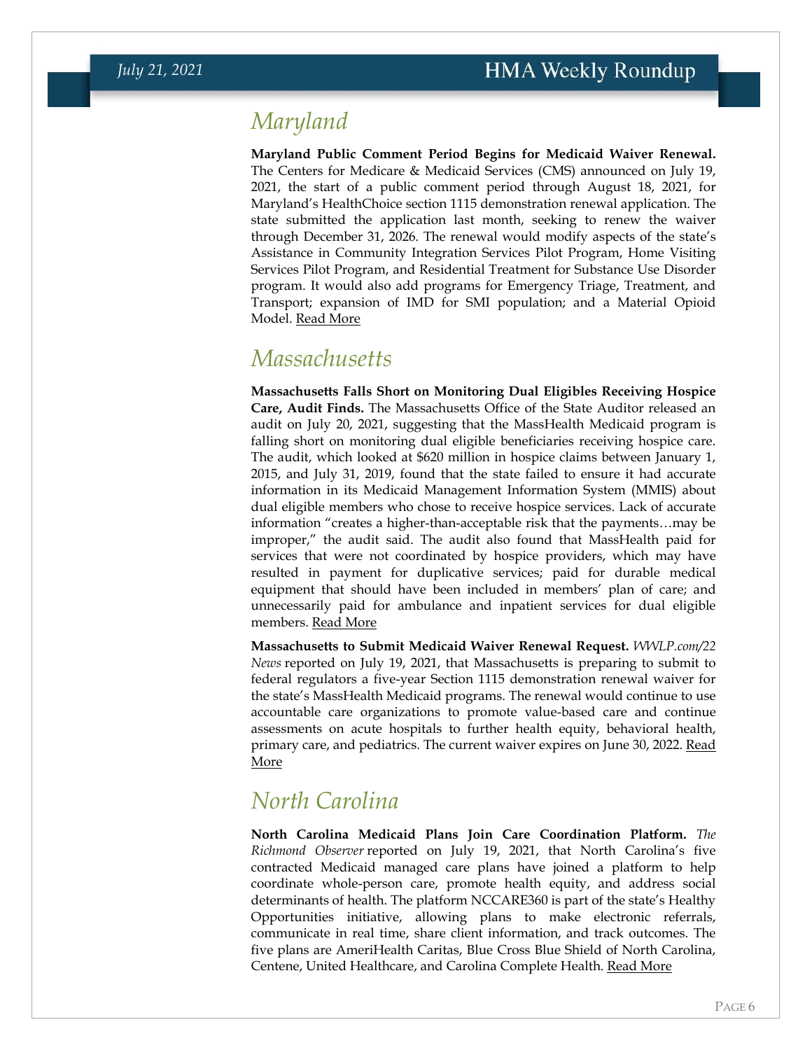## Maryland

**Maryland Public Comment Period Begins for Medicaid Waiver Renewal.** The Centers for Medicare & Medicaid Services (CMS) announced on July 19, 2021, the start of a public comment period through August 18, 2021, for Maryland's HealthChoice section 1115 demonstration renewal application. The state submitted the application last month, seeking to renew the waiver through December 31, 2026. The renewal would modify aspects of the state's Assistance in Community Integration Services Pilot Program, Home Visiting Services Pilot Program, and Residential Treatment for Substance Use Disorder program. It would also add programs for Emergency Triage, Treatment, and Transport; expansion of IMD for SMI population; and a Material Opioid Model. Read More

## Massachusetts

**Massachusetts Falls Short on Monitoring Dual Eligibles Receiving Hospice Care, Audit Finds.** The Massachusetts Office of the State Auditor released an audit on July 20, 2021, suggesting that the MassHealth Medicaid program is falling short on monitoring dual eligible beneficiaries receiving hospice care. The audit, which looked at $620 million in hospice claims between January 1, 2015, and July 31, 2019, found that the state failed to ensure it had accurate information in its Medicaid Management Information System (MMIS) about dual eligible members who chose to receive hospice services. Lack of accurate information "creates a higher-than-acceptable risk that the payments…may be improper," the audit said. The audit also found that MassHealth paid for services that were not coordinated by hospice providers, which may have resulted in payment for duplicative services; paid for durable medical equipment that should have been included in members' plan of care; and unnecessarily paid for ambulance and inpatient services for dual eligible members. Read More

**Massachusetts to Submit Medicaid Waiver Renewal Request.** *WWLP.com/22 News* reported on July 19, 2021, that Massachusetts is preparing to submit to federal regulators a five-year Section 1115 demonstration renewal waiver for the state's MassHealth Medicaid programs. The renewal would continue to use accountable care organizations to promote value-based care and continue assessments on acute hospitals to further health equity, behavioral health, primary care, and pediatrics. The current waiver expires on June 30, 2022. Read More

## North Carolina

**North Carolina Medicaid Plans Join Care Coordination Platform.** *The Richmond Observer* reported on July 19, 2021, that North Carolina's five contracted Medicaid managed care plans have joined a platform to help coordinate whole-person care, promote health equity, and address social determinants of health. The platform NCCARE360 is part of the state's Healthy Opportunities initiative, allowing plans to make electronic referrals, communicate in real time, share client information, and track outcomes. The five plans are AmeriHealth Caritas, Blue Cross Blue Shield of North Carolina, Centene, United Healthcare, and Carolina Complete Health. Read More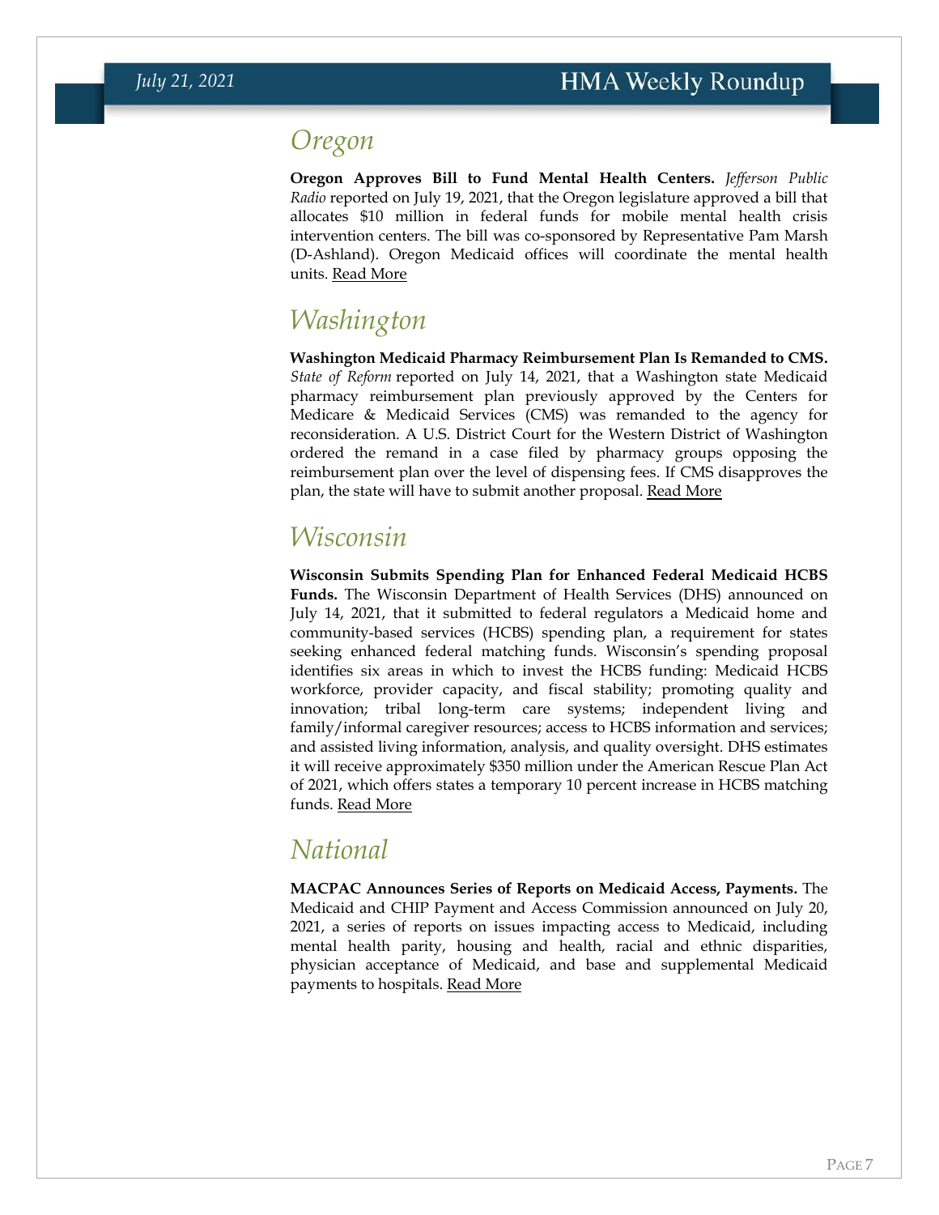## Oregon

**Oregon Approves Bill to Fund Mental Health Centers.** *Jefferson Public Radio* reported on July 19, 2021, that the Oregon legislature approved a bill that allocates $10 million in federal funds for mobile mental health crisis intervention centers. The bill was co-sponsored by Representative Pam Marsh (D-Ashland). Oregon Medicaid offices will coordinate the mental health units. Read More

## Washington

**Washington Medicaid Pharmacy Reimbursement Plan Is Remanded to CMS.** *State of Reform* reported on July 14, 2021, that a Washington state Medicaid pharmacy reimbursement plan previously approved by the Centers for Medicare & Medicaid Services (CMS) was remanded to the agency for reconsideration. A U.S. District Court for the Western District of Washington ordered the remand in a case filed by pharmacy groups opposing the reimbursement plan over the level of dispensing fees. If CMS disapproves the plan, the state will have to submit another proposal. Read More

## Wisconsin

**Wisconsin Submits Spending Plan for Enhanced Federal Medicaid HCBS Funds.** The Wisconsin Department of Health Services (DHS) announced on July 14, 2021, that it submitted to federal regulators a Medicaid home and community-based services (HCBS) spending plan, a requirement for states seeking enhanced federal matching funds. Wisconsin's spending proposal identifies six areas in which to invest the HCBS funding: Medicaid HCBS workforce, provider capacity, and fiscal stability; promoting quality and innovation; tribal long-term care systems; independent living and family/informal caregiver resources; access to HCBS information and services; and assisted living information, analysis, and quality oversight. DHS estimates it will receive approximately $350 million under the American Rescue Plan Act of 2021, which offers states a temporary 10 percent increase in HCBS matching funds. Read More

## National

**MACPAC Announces Series of Reports on Medicaid Access, Payments.** The Medicaid and CHIP Payment and Access Commission announced on July 20, 2021, a series of reports on issues impacting access to Medicaid, including mental health parity, housing and health, racial and ethnic disparities, physician acceptance of Medicaid, and base and supplemental Medicaid payments to hospitals. Read More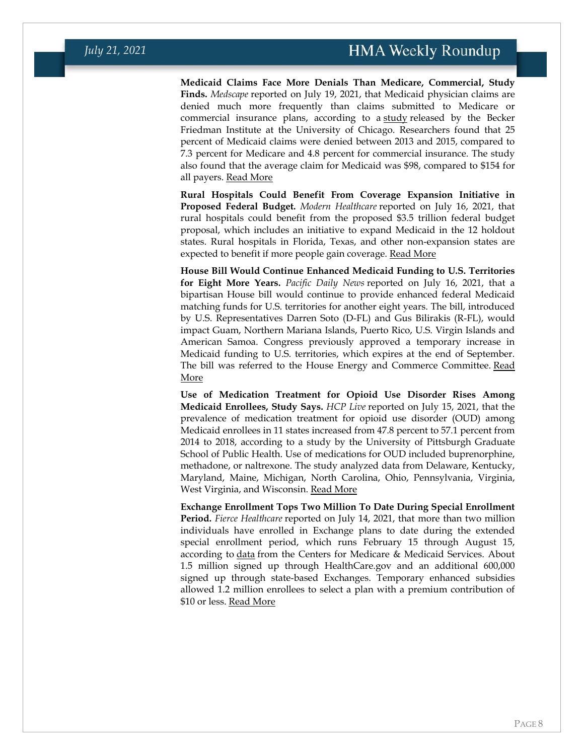**Medicaid Claims Face More Denials Than Medicare, Commercial, Study Finds.** *Medscape* reported on July 19, 2021, that Medicaid physician claims are denied much more frequently than claims submitted to Medicare or commercial insurance plans, according to a study released by the Becker Friedman Institute at the University of Chicago. Researchers found that 25 percent of Medicaid claims were denied between 2013 and 2015, compared to 7.3 percent for Medicare and 4.8 percent for commercial insurance. The study also found that the average claim for Medicaid was $98, compared to $154 for all payers. Read More

**Rural Hospitals Could Benefit From Coverage Expansion Initiative in Proposed Federal Budget.** *Modern Healthcare* reported on July 16, 2021, that rural hospitals could benefit from the proposed $3.5 trillion federal budget proposal, which includes an initiative to expand Medicaid in the 12 holdout states. Rural hospitals in Florida, Texas, and other non-expansion states are expected to benefit if more people gain coverage. Read More

**House Bill Would Continue Enhanced Medicaid Funding to U.S. Territories for Eight More Years.** *Pacific Daily News* reported on July 16, 2021, that a bipartisan House bill would continue to provide enhanced federal Medicaid matching funds for U.S. territories for another eight years. The bill, introduced by U.S. Representatives Darren Soto (D-FL) and Gus Bilirakis (R-FL), would impact Guam, Northern Mariana Islands, Puerto Rico, U.S. Virgin Islands and American Samoa. Congress previously approved a temporary increase in Medicaid funding to U.S. territories, which expires at the end of September. The bill was referred to the House Energy and Commerce Committee. Read More

**Use of Medication Treatment for Opioid Use Disorder Rises Among Medicaid Enrollees, Study Says.** *HCP Live* reported on July 15, 2021, that the prevalence of medication treatment for opioid use disorder (OUD) among Medicaid enrollees in 11 states increased from 47.8 percent to 57.1 percent from 2014 to 2018, according to a study by the University of Pittsburgh Graduate School of Public Health. Use of medications for OUD included buprenorphine, methadone, or naltrexone. The study analyzed data from Delaware, Kentucky, Maryland, Maine, Michigan, North Carolina, Ohio, Pennsylvania, Virginia, West Virginia, and Wisconsin. Read More

**Exchange Enrollment Tops Two Million To Date During Special Enrollment Period.** *Fierce Healthcare* reported on July 14, 2021, that more than two million individuals have enrolled in Exchange plans to date during the extended special enrollment period, which runs February 15 through August 15, according to data from the Centers for Medicare & Medicaid Services. About 1.5 million signed up through HealthCare.gov and an additional 600,000 signed up through state-based Exchanges. Temporary enhanced subsidies allowed 1.2 million enrollees to select a plan with a premium contribution of $10 or less. Read More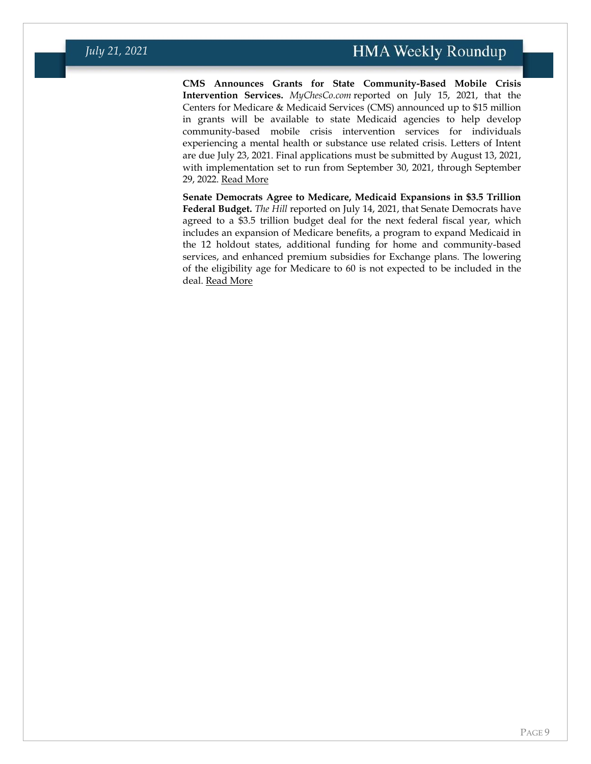**CMS Announces Grants for State Community-Based Mobile Crisis Intervention Services.** *MyChesCo.com* reported on July 15, 2021, that the Centers for Medicare & Medicaid Services (CMS) announced up to $15 million in grants will be available to state Medicaid agencies to help develop community-based mobile crisis intervention services for individuals experiencing a mental health or substance use related crisis. Letters of Intent are due July 23, 2021. Final applications must be submitted by August 13, 2021, with implementation set to run from September 30, 2021, through September 29, 2022. Read More

**Senate Democrats Agree to Medicare, Medicaid Expansions in $3.5 Trillion Federal Budget.** *The Hill* reported on July 14, 2021, that Senate Democrats have agreed to a $3.5 trillion budget deal for the next federal fiscal year, which includes an expansion of Medicare benefits, a program to expand Medicaid in the 12 holdout states, additional funding for home and community-based services, and enhanced premium subsidies for Exchange plans. The lowering of the eligibility age for Medicare to 60 is not expected to be included in the deal. Read More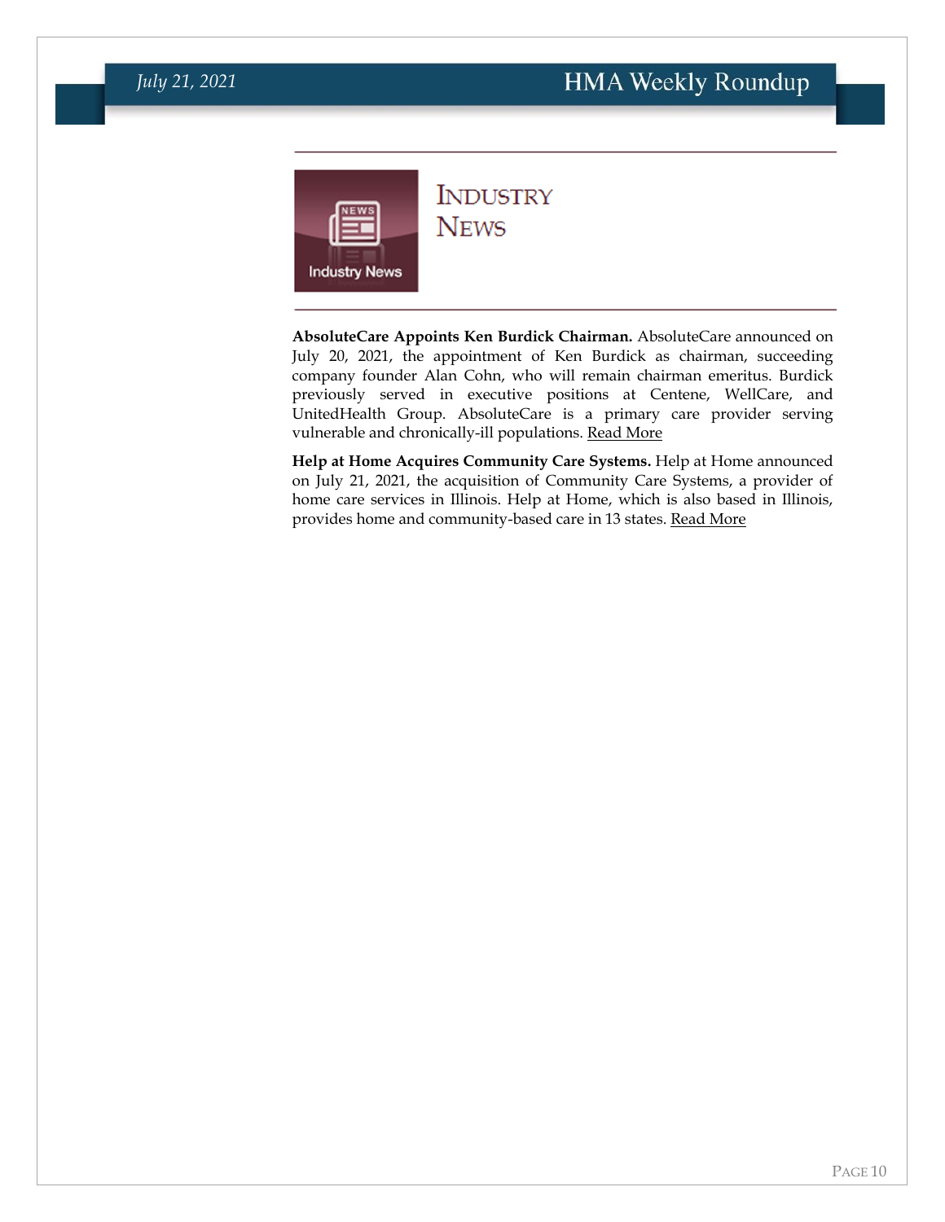# Industry News

**AbsoluteCare Appoints Ken Burdick Chairman.** AbsoluteCare announced on July 20, 2021, the appointment of Ken Burdick as chairman, succeeding company founder Alan Cohn, who will remain chairman emeritus. Burdick previously served in executive positions at Centene, WellCare, and UnitedHealth Group. AbsoluteCare is a primary care provider serving vulnerable and chronically-ill populations. Read More

**Help at Home Acquires Community Care Systems.** Help at Home announced on July 21, 2021, the acquisition of Community Care Systems, a provider of home care services in Illinois. Help at Home, which is also based in Illinois, provides home and community-based care in 13 states. Read More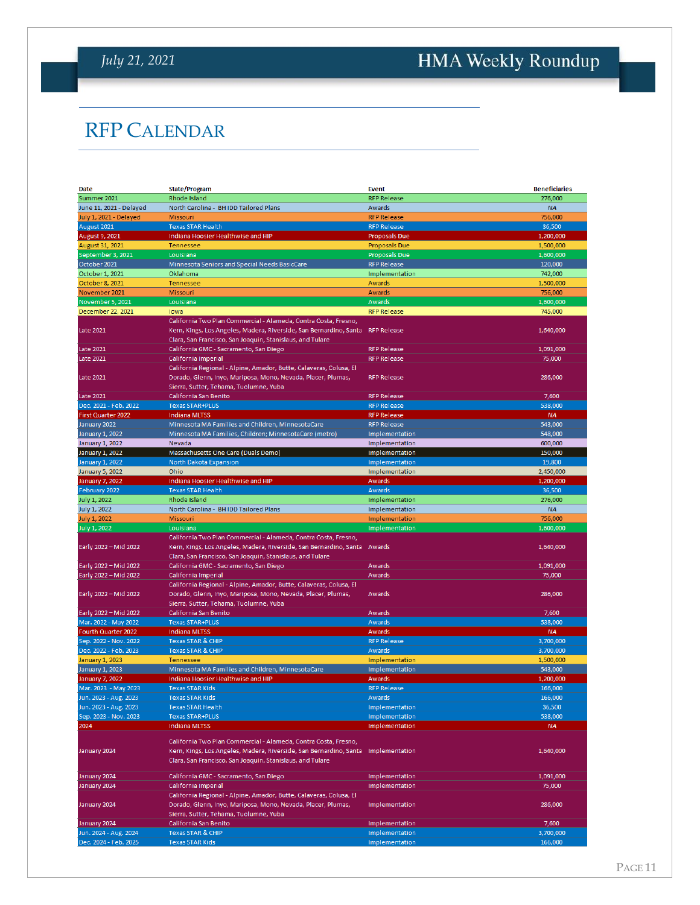# RFP CALENDAR

| Date | State/Program | Event | Beneficiaries |
|---|---|---|---|
| Summer 2021 | Rhode Island | RFP Release | 276,000 |
| June 11, 2021 - Delayed | North Carolina - BH IDD Tailored Plans | Awards | NA |
| July 1, 2021 - Delayed | Missouri | RFP Release | 756,000 |
| August 2021 | Texas STAR Health | RFP Release | 36,500 |
| August 9, 2021 | Indiana Hoosier Healthwise and HIP | Proposals Due | 1,200,000 |
| August 31, 2021 | Tennessee | Proposals Due | 1,500,000 |
| September 3, 2021 | Louisiana | Proposals Due | 1,600,000 |
| October 2021 | Minnesota Seniors and Special Needs BasicCare | RFP Release | 120,000 |
| October 1, 2021 | Oklahoma | Implementation | 742,000 |
| October 8, 2021 | Tennessee | Awards | 1,500,000 |
| November 2021 | Missouri | Awards | 756,000 |
| November 5, 2021 | Louisiana | Awards | 1,600,000 |
| December 22, 2021 | Iowa | RFP Release | 745,000 |
| Late 2021 | California Two Plan Commercial - Alameda, Contra Costa, Fresno, Kern, Kings, Los Angeles, Madera, Riverside, San Bernardino, Santa Clara, San Francisco, San Joaquin, Stanislaus, and Tulare | RFP Release | 1,640,000 |
| Late 2021 | California GMC - Sacramento, San Diego | RFP Release | 1,091,000 |
| Late 2021 | California Imperial | RFP Release | 75,000 |
| Late 2021 | California Regional - Alpine, Amador, Butte, Calaveras, Colusa, El Dorado, Glenn, Inyo, Mariposa, Mono, Nevada, Placer, Plumas, Sierra, Sutter, Tehama, Tuolumne, Yuba | RFP Release | 286,000 |
| Late 2021 | California San Benito | RFP Release | 7,600 |
| Dec. 2021 - Feb. 2022 | Texas STAR+PLUS | RFP Release | 538,000 |
| First Quarter 2022 | Indiana MLTSS | RFP Release | NA |
| January 2022 | Minnesota MA Families and Children, MinnesotaCare | RFP Release | 543,000 |
| January 1, 2022 | Minnesota MA Families, Children; MinnesotaCare (metro) | Implementation | 548,000 |
| January 1, 2022 | Nevada | Implementation | 600,000 |
| January 1, 2022 | Massachusetts One Care (Duals Demo) | Implementation | 150,000 |
| January 1, 2022 | North Dakota Expansion | Implementation | 19,800 |
| January 5, 2022 | Ohio | Implementation | 2,450,000 |
| January 7, 2022 | Indiana Hoosier Healthwise and HIP | Awards | 1,200,000 |
| February 2022 | Texas STAR Health | Awards | 36,500 |
| July 1, 2022 | Rhode Island | Implementation | 276,000 |
| July 1, 2022 | North Carolina - BH IDD Tailored Plans | Implementation | NA |
| July 1, 2022 | Missouri | Implementation | 756,000 |
| July 1, 2022 | Louisiana | Implementation | 1,600,000 |
| Early 2022 – Mid 2022 | California Two Plan Commercial - Alameda, Contra Costa, Fresno, Kern, Kings, Los Angeles, Madera, Riverside, San Bernardino, Santa Clara, San Francisco, San Joaquin, Stanislaus, and Tulare | Awards | 1,640,000 |
| Early 2022 – Mid 2022 | California GMC - Sacramento, San Diego | Awards | 1,091,000 |
| Early 2022 – Mid 2022 | California Imperial | Awards | 75,000 |
| Early 2022 – Mid 2022 | California Regional - Alpine, Amador, Butte, Calaveras, Colusa, El Dorado, Glenn, Inyo, Mariposa, Mono, Nevada, Placer, Plumas, Sierra, Sutter, Tehama, Tuolumne, Yuba | Awards | 286,000 |
| Early 2022 – Mid 2022 | California San Benito | Awards | 7,600 |
| Mar. 2022 - May 2022 | Texas STAR+PLUS | Awards | 538,000 |
| Fourth Quarter 2022 | Indiana MLTSS | Awards | NA |
| Sep. 2022 - Nov. 2022 | Texas STAR & CHIP | RFP Release | 3,700,000 |
| Dec. 2022 - Feb. 2023 | Texas STAR & CHIP | Awards | 3,700,000 |
| January 1, 2023 | Tennessee | Implementation | 1,500,000 |
| January 1, 2023 | Minnesota MA Families and Children, MinnesotaCare | Implementation | 543,000 |
| January 7, 2022 | Indiana Hoosier Healthwise and HIP | Awards | 1,200,000 |
| Mar. 2023 - May 2023 | Texas STAR Kids | RFP Release | 166,000 |
| Jun. 2023 - Aug. 2023 | Texas STAR Kids | Awards | 166,000 |
| Jun. 2023 - Aug. 2023 | Texas STAR Health | Implementation | 36,500 |
| Sep. 2023 - Nov. 2023 | Texas STAR+PLUS | Implementation | 538,000 |
| 2024 | Indiana MLTSS | Implementation | NA |
| January 2024 | California Two Plan Commercial - Alameda, Contra Costa, Fresno, Kern, Kings, Los Angeles, Madera, Riverside, San Bernardino, Santa Clara, San Francisco, San Joaquin, Stanislaus, and Tulare | Implementation | 1,640,000 |
| January 2024 | California GMC - Sacramento, San Diego | Implementation | 1,091,000 |
| January 2024 | California Imperial | Implementation | 75,000 |
| January 2024 | California Regional - Alpine, Amador, Butte, Calaveras, Colusa, El Dorado, Glenn, Inyo, Mariposa, Mono, Nevada, Placer, Plumas, Sierra, Sutter, Tehama, Tuolumne, Yuba | Implementation | 286,000 |
| January 2024 | California San Benito | Implementation | 7,600 |
| Jun. 2024 - Aug. 2024 | Texas STAR & CHIP | Implementation | 3,700,000 |
| Dec. 2024 - Feb. 2025 | Texas STAR Kids | Implementation | 166,000 |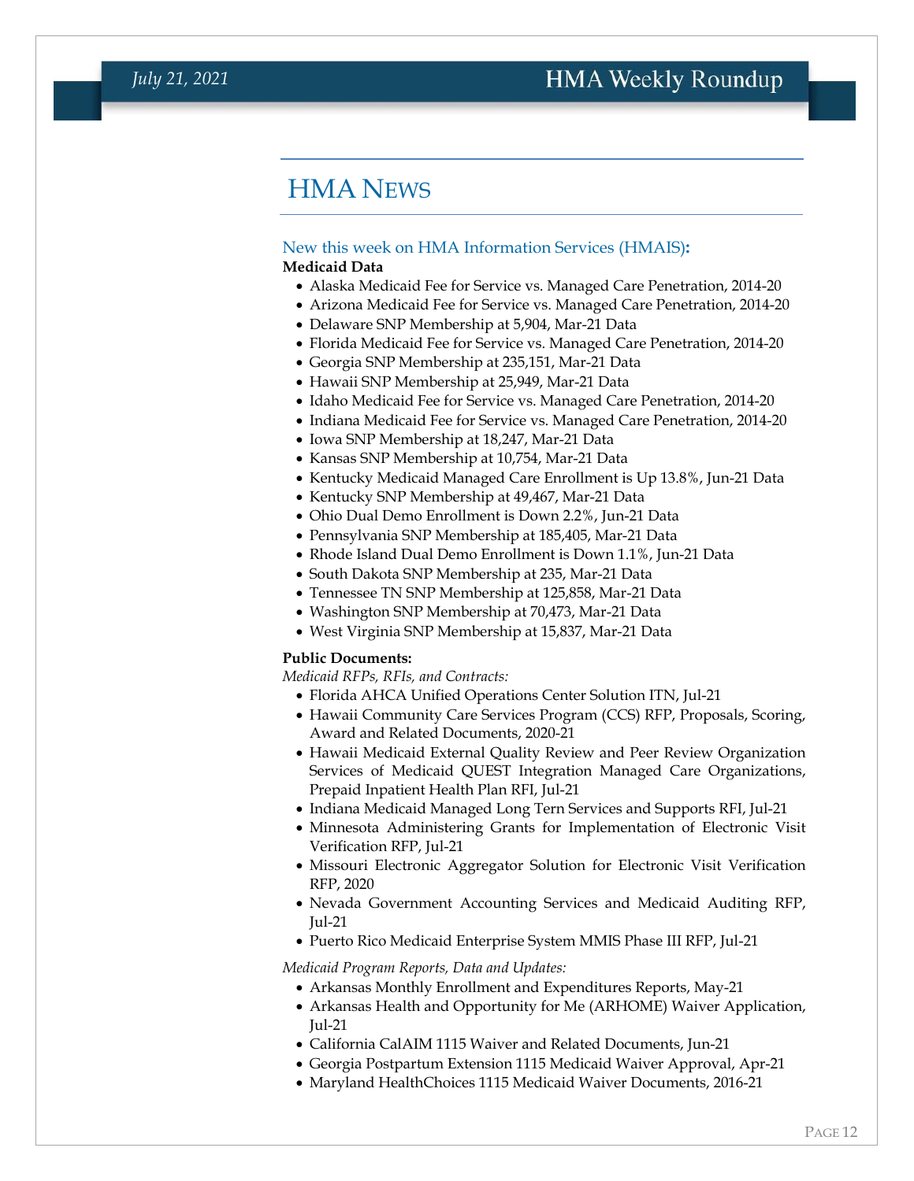# HMA News

## New this week on HMA Information Services (HMAIS):

**Medicaid Data**

- Alaska Medicaid Fee for Service vs. Managed Care Penetration, 2014-20
- Arizona Medicaid Fee for Service vs. Managed Care Penetration, 2014-20
- Delaware SNP Membership at 5,904, Mar-21 Data
- Florida Medicaid Fee for Service vs. Managed Care Penetration, 2014-20
- Georgia SNP Membership at 235,151, Mar-21 Data
- Hawaii SNP Membership at 25,949, Mar-21 Data
- Idaho Medicaid Fee for Service vs. Managed Care Penetration, 2014-20
- Indiana Medicaid Fee for Service vs. Managed Care Penetration, 2014-20
- Iowa SNP Membership at 18,247, Mar-21 Data
- Kansas SNP Membership at 10,754, Mar-21 Data
- Kentucky Medicaid Managed Care Enrollment is Up 13.8%, Jun-21 Data
- Kentucky SNP Membership at 49,467, Mar-21 Data
- Ohio Dual Demo Enrollment is Down 2.2%, Jun-21 Data
- Pennsylvania SNP Membership at 185,405, Mar-21 Data
- Rhode Island Dual Demo Enrollment is Down 1.1%, Jun-21 Data
- South Dakota SNP Membership at 235, Mar-21 Data
- Tennessee TN SNP Membership at 125,858, Mar-21 Data
- Washington SNP Membership at 70,473, Mar-21 Data
- West Virginia SNP Membership at 15,837, Mar-21 Data

**Public Documents:**

*Medicaid RFPs, RFIs, and Contracts:*

- Florida AHCA Unified Operations Center Solution ITN, Jul-21
- Hawaii Community Care Services Program (CCS) RFP, Proposals, Scoring, Award and Related Documents, 2020-21
- Hawaii Medicaid External Quality Review and Peer Review Organization Services of Medicaid QUEST Integration Managed Care Organizations, Prepaid Inpatient Health Plan RFI, Jul-21
- Indiana Medicaid Managed Long Tern Services and Supports RFI, Jul-21
- Minnesota Administering Grants for Implementation of Electronic Visit Verification RFP, Jul-21
- Missouri Electronic Aggregator Solution for Electronic Visit Verification RFP, 2020
- Nevada Government Accounting Services and Medicaid Auditing RFP, Jul-21
- Puerto Rico Medicaid Enterprise System MMIS Phase III RFP, Jul-21

*Medicaid Program Reports, Data and Updates:*

- Arkansas Monthly Enrollment and Expenditures Reports, May-21
- Arkansas Health and Opportunity for Me (ARHOME) Waiver Application, Jul-21
- California CalAIM 1115 Waiver and Related Documents, Jun-21
- Georgia Postpartum Extension 1115 Medicaid Waiver Approval, Apr-21
- Maryland HealthChoices 1115 Medicaid Waiver Documents, 2016-21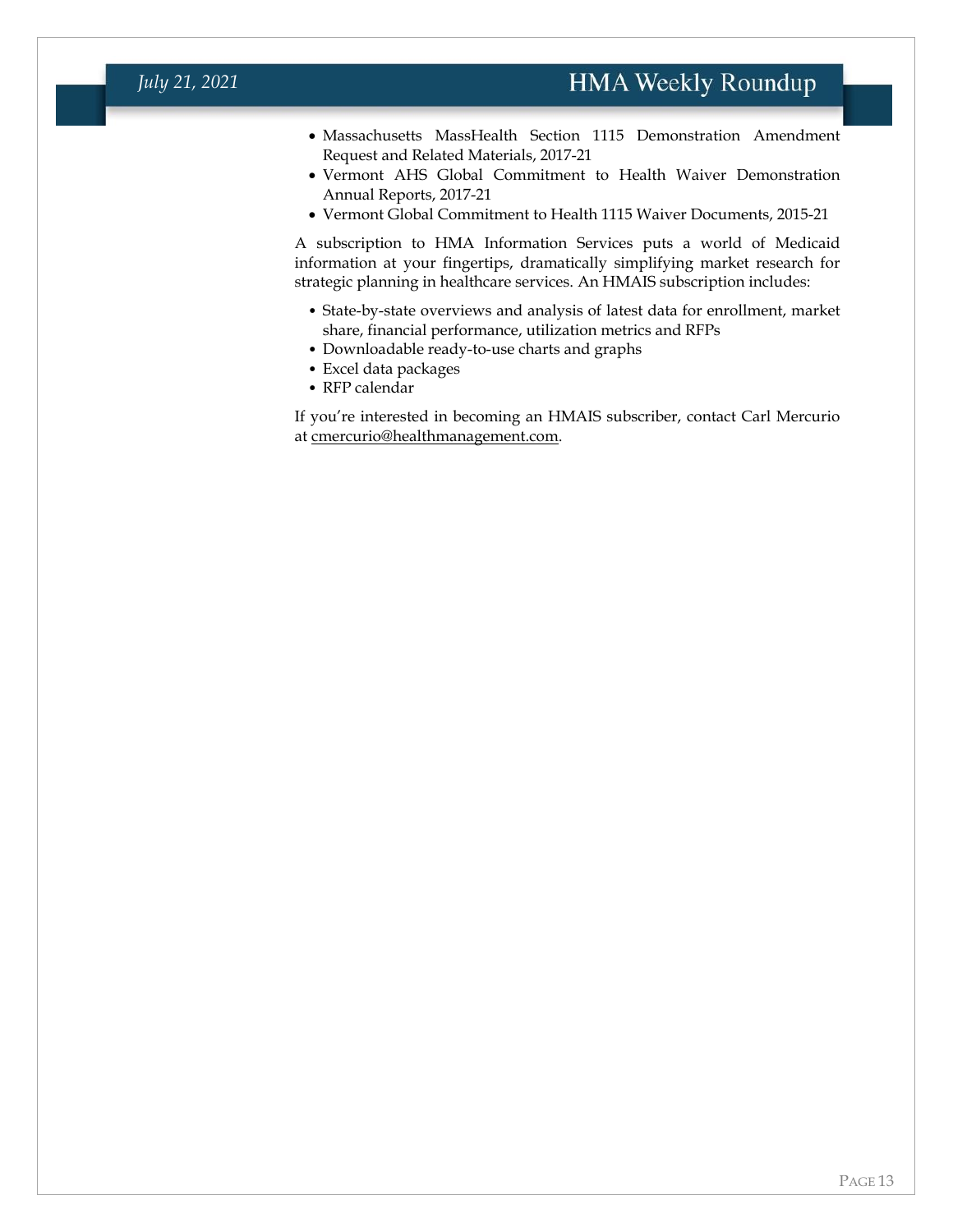- Massachusetts MassHealth Section 1115 Demonstration Amendment Request and Related Materials, 2017-21
- Vermont AHS Global Commitment to Health Waiver Demonstration Annual Reports, 2017-21
- Vermont Global Commitment to Health 1115 Waiver Documents, 2015-21

A subscription to HMA Information Services puts a world of Medicaid information at your fingertips, dramatically simplifying market research for strategic planning in healthcare services. An HMAIS subscription includes:

- State-by-state overviews and analysis of latest data for enrollment, market share, financial performance, utilization metrics and RFPs
- Downloadable ready-to-use charts and graphs
- Excel data packages
- RFP calendar

If you're interested in becoming an HMAIS subscriber, contact Carl Mercurio at cmercurio@healthmanagement.com.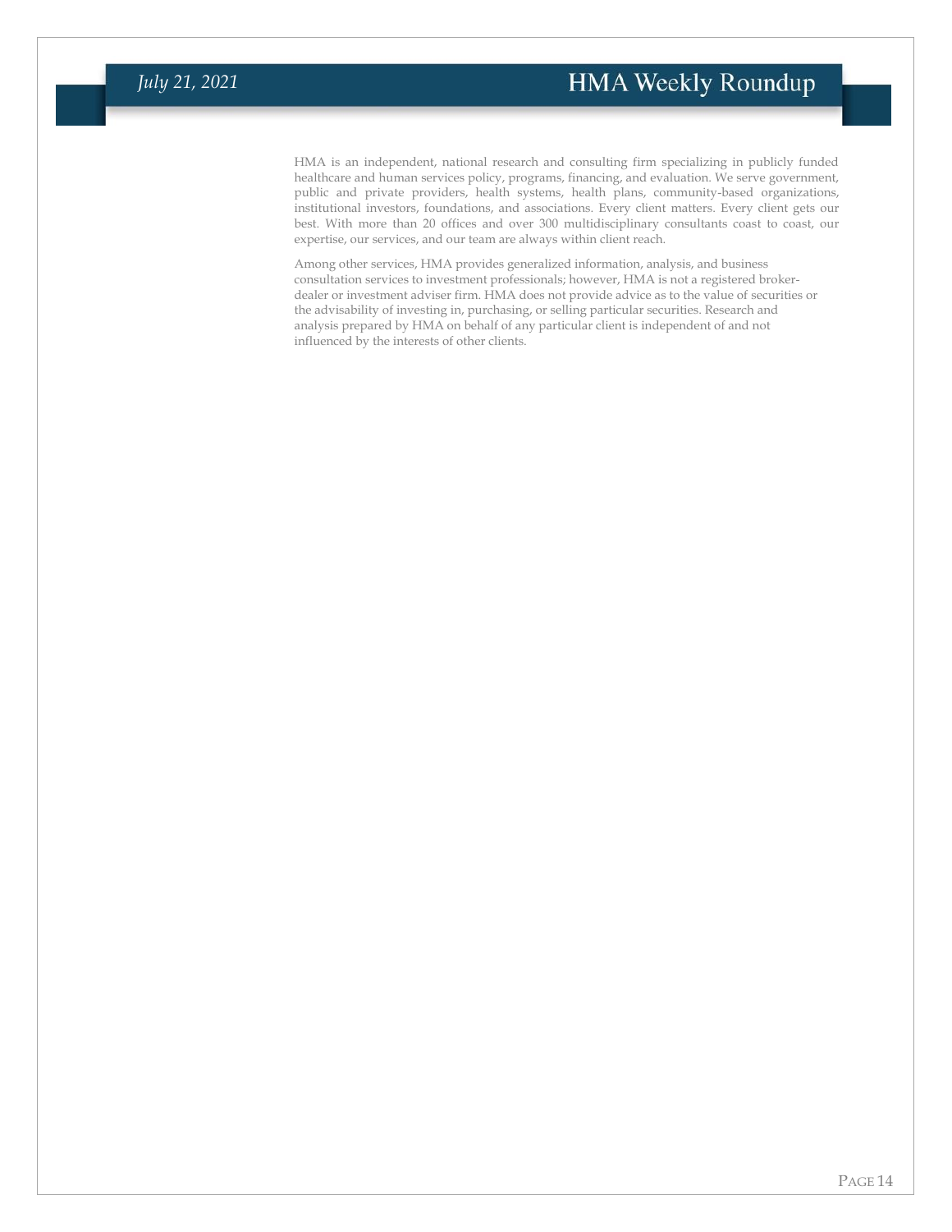HMA is an independent, national research and consulting firm specializing in publicly funded healthcare and human services policy, programs, financing, and evaluation. We serve government, public and private providers, health systems, health plans, community-based organizations, institutional investors, foundations, and associations. Every client matters. Every client gets our best. With more than 20 offices and over 300 multidisciplinary consultants coast to coast, our expertise, our services, and our team are always within client reach.

Among other services, HMA provides generalized information, analysis, and business consultation services to investment professionals; however, HMA is not a registered broker-dealer or investment adviser firm. HMA does not provide advice as to the value of securities or the advisability of investing in, purchasing, or selling particular securities. Research and analysis prepared by HMA on behalf of any particular client is independent of and not influenced by the interests of other clients.